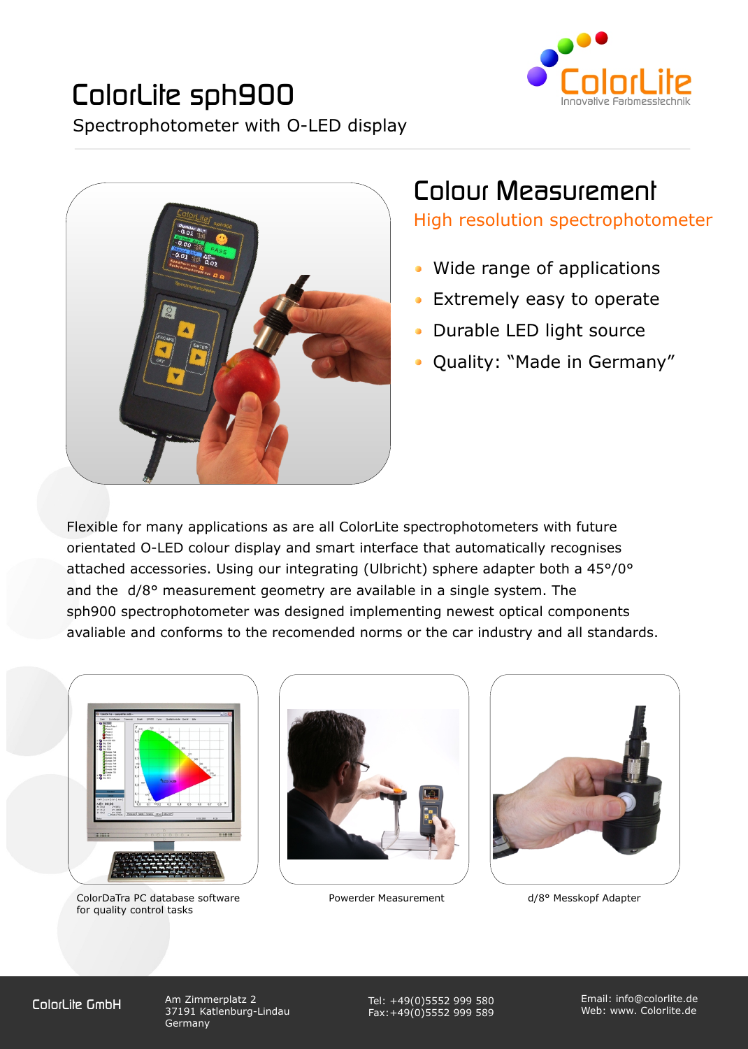# ColorLite sph900

Spectrophotometer with O-LED display

ColorLite
Innovative Farbmesstechnik

## Colour Measurement

### High resolution spectrophotometer

- Wide range of applications
- Extremely easy to operate
- Durable LED light source
- Quality: “Made in Germany”

Flexible for many applications as are all ColorLite spectrophotometers with future orientated O-LED colour display and smart interface that automatically recognises attached accessories. Using our integrating (Ulbricht) sphere adapter both a 45°/0° and the d/8° measurement geometry are available in a single system. The sph900 spectrophotometer was designed implementing newest optical components avaliable and conforms to the recomended norms or the car industry and all standards.

ColorDaTra PC database software for quality control tasks

Powerder Measurement

d/8° Messkopf Adapter

ColorLite GmbH
Am Zimmerplatz 2
37191 Katlenburg-Lindau
Germany

Tel: +49(0)5552 999 580
Fax:+49(0)5552 999 589

Email: info@colorlite.de
Web: www. Colorlite.de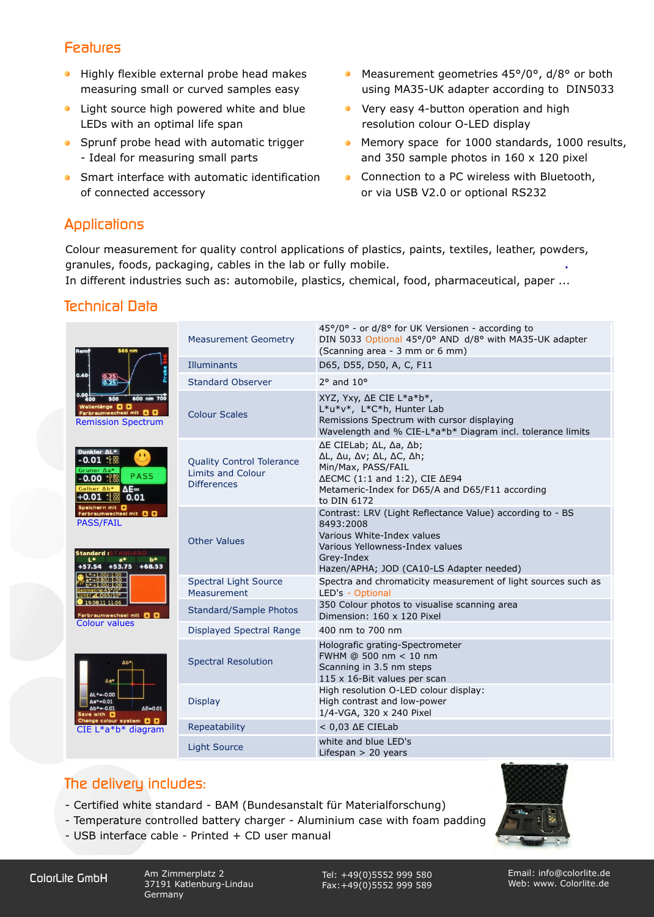## Features

- Highly flexible external probe head makes measuring small or curved samples easy
- Light source high powered white and blue LEDs with an optimal life span
- Sprunf probe head with automatic trigger - Ideal for measuring small parts
- Smart interface with automatic identification of connected accessory
- Measurement geometries 45°/0°, d/8° or both using MA35-UK adapter according to DIN5033
- Very easy 4-button operation and high resolution colour O-LED display
- Memory space for 1000 standards, 1000 results, and 350 sample photos in 160 x 120 pixel
- Connection to a PC wireless with Bluetooth, or via USB V2.0 or optional RS232

## Applications

Colour measurement for quality control applications of plastics, paints, textiles, leather, powders, granules, foods, packaging, cables in the lab or fully mobile.
In different industries such as: automobile, plastics, chemical, food, pharmaceutical, paper ...

## Technical Data

Remission Spectrum

PASS/FAIL

Colour values

CIE L*a*b* diagram

| | |
|---|---|
| Measurement Geometry | 45°/0° - or d/8° for UK Versionen - according to DIN 5033 Optional 45°/0° AND d/8° with MA35-UK adapter (Scanning area - 3 mm or 6 mm) |
| Illuminants | D65, D55, D50, A, C, F11 |
| Standard Observer | 2° and 10° |
| Colour Scales | XYZ, Yxy, ΔE CIE L*a*b*, L*u*v*, L*C*h, Hunter Lab Remissions Spectrum with cursor displaying Wavelength and % CIE-L*a*b* Diagram incl. tolerance limits |
| Quality Control Tolerance Limits and Colour Differences | ΔE CIELab; ΔL, Δa, Δb; ΔL, Δu, Δv; ΔL, ΔC, Δh; Min/Max, PASS/FAIL ΔECMC (1:1 and 1:2), CIE ΔE94 Metameric-Index for D65/A and D65/F11 according to DIN 6172 |
| Other Values | Contrast: LRV (Light Reflectance Value) according to - BS 8493:2008 Various White-Index values Various Yellowness-Index values Grey-Index Hazen/APHA; JOD (CA10-LS Adapter needed) |
| Spectral Light Source Measurement | Spectra and chromaticity measurement of light sources such as LED's - Optional |
| Standard/Sample Photos | 350 Colour photos to visualise scanning area Dimension: 160 x 120 Pixel |
| Displayed Spectral Range | 400 nm to 700 nm |
| Spectral Resolution | Holografic grating-Spectrometer FWHM @ 500 nm < 10 nm Scanning in 3.5 nm steps 115 x 16-Bit values per scan |
| Display | High resolution O-LED colour display: High contrast and low-power 1/4-VGA, 320 x 240 Pixel |
| Repeatability | < 0,03 ΔE CIELab |
| Light Source | white and blue LED's Lifespan > 20 years |

## The delivery includes:

- Certified white standard - BAM (Bundesanstalt für Materialforschung)
- Temperature controlled battery charger - Aluminium case with foam padding
- USB interface cable - Printed + CD user manual

ColorLite GmbH
Am Zimmerplatz 2
37191 Katlenburg-Lindau
Germany

Tel: +49(0)5552 999 580
Fax: +49(0)5552 999 589

Email: info@colorlite.de
Web: www. Colorlite.de